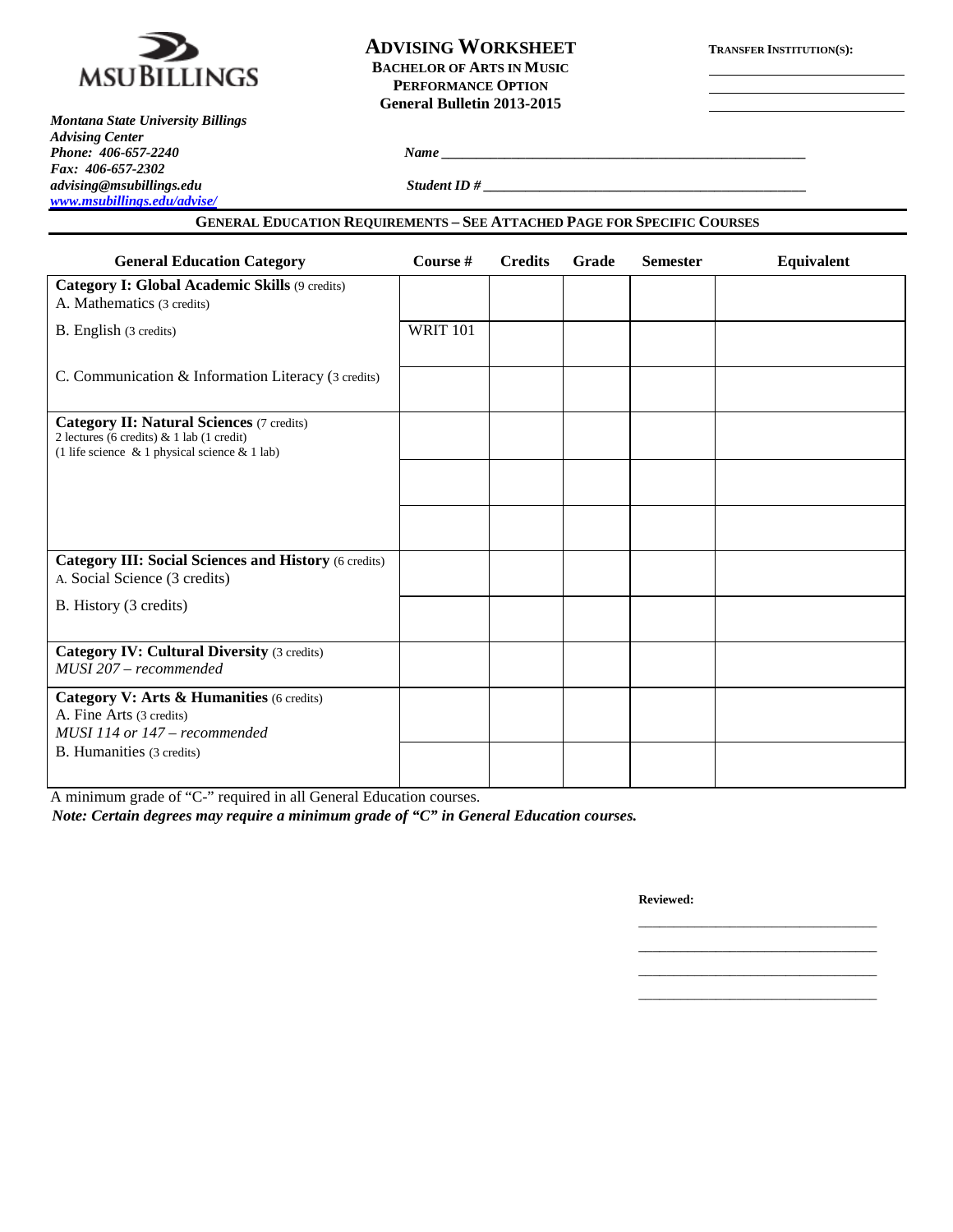MSU BILLINGS

# ADVISING WORKSHEET

**BACHELOR OF ARTS IN MUSIC**
**PERFORMANCE OPTION**
**General Bulletin 2013-2015**

**TRANSFER INSTITUTION(S):**

_______________
_______________
_______________

***Montana State University Billings***
***Advising Center***
***Phone: 406-657-2240***
***Fax: 406-657-2302***
***advising@msubillings.edu***
***www.msubillings.edu/advise/***

***Name*** ______________________________________________

***Student ID #*** __________________________________________

## GENERAL EDUCATION REQUIREMENTS – SEE ATTACHED PAGE FOR SPECIFIC COURSES

| General Education Category | Course # | Credits | Grade | Semester | Equivalent |
|---|---|---|---|---|---|
| **Category I: Global Academic Skills** (9 credits)<br>A. Mathematics (3 credits) | | | | | |
| B. English (3 credits) | WRIT 101 | | | | |
| C. Communication & Information Literacy (3 credits) | | | | | |
| **Category II: Natural Sciences** (7 credits)<br>2 lectures (6 credits) & 1 lab (1 credit)<br>(1 life science & 1 physical science & 1 lab) | | | | | |
| | | | | | |
| | | | | | |
| **Category III: Social Sciences and History** (6 credits)<br>A. Social Science (3 credits) | | | | | |
| B. History (3 credits) | | | | | |
| **Category IV: Cultural Diversity** (3 credits)<br>*MUSI 207 – recommended* | | | | | |
| **Category V: Arts & Humanities** (6 credits)<br>A. Fine Arts (3 credits)<br>*MUSI 114 or 147 – recommended* | | | | | |
| B. Humanities (3 credits) | | | | | |

A minimum grade of "C-" required in all General Education courses.

***Note: Certain degrees may require a minimum grade of "C" in General Education courses.***

**Reviewed:**

_______________________________
_______________________________
_______________________________
_______________________________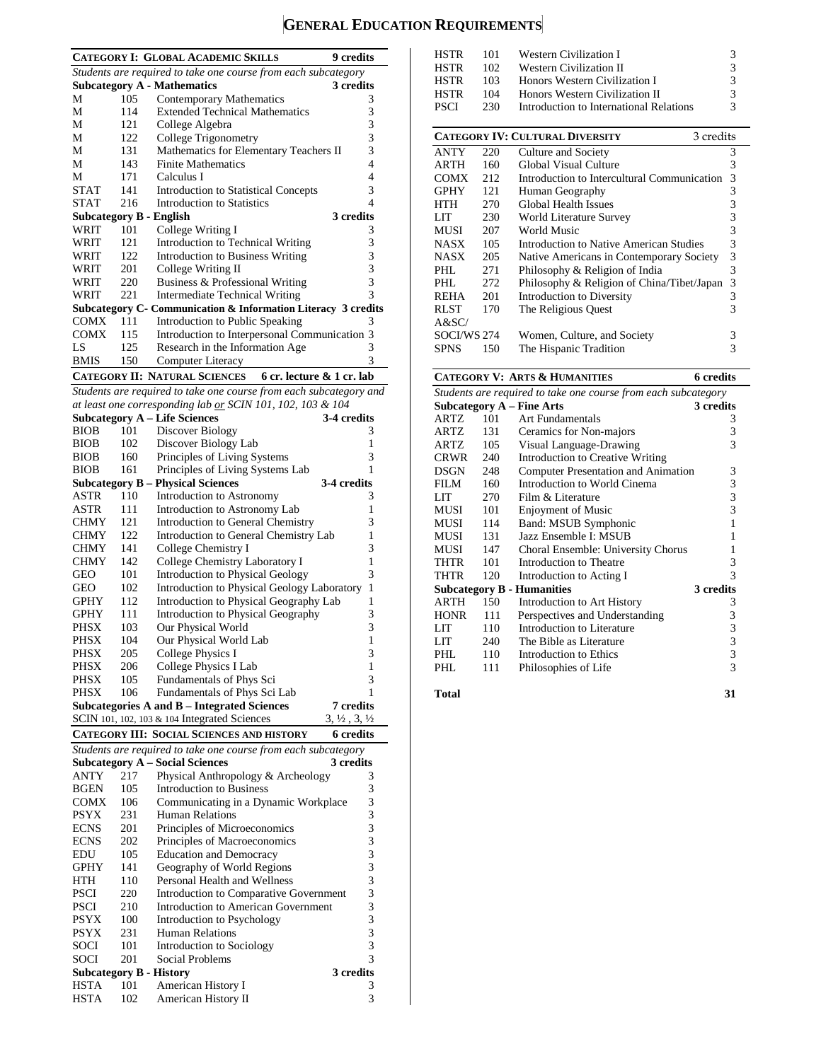# GENERAL EDUCATION REQUIREMENTS

## CATEGORY I: GLOBAL ACADEMIC SKILLS — 9 credits

*Students are required to take one course from each subcategory*

### Subcategory A - Mathematics — 3 credits

| | | | |
|---|---|---|---|
| M | 105 | Contemporary Mathematics | 3 |
| M | 114 | Extended Technical Mathematics | 3 |
| M | 121 | College Algebra | 3 |
| M | 122 | College Trigonometry | 3 |
| M | 131 | Mathematics for Elementary Teachers II | 3 |
| M | 143 | Finite Mathematics | 4 |
| M | 171 | Calculus I | 4 |
| STAT | 141 | Introduction to Statistical Concepts | 3 |
| STAT | 216 | Introduction to Statistics | 4 |

### Subcategory B - English — 3 credits

| | | | |
|---|---|---|---|
| WRIT | 101 | College Writing I | 3 |
| WRIT | 121 | Introduction to Technical Writing | 3 |
| WRIT | 122 | Introduction to Business Writing | 3 |
| WRIT | 201 | College Writing II | 3 |
| WRIT | 220 | Business & Professional Writing | 3 |
| WRIT | 221 | Intermediate Technical Writing | 3 |

### Subcategory C- Communication & Information Literacy — 3 credits

| | | | |
|---|---|---|---|
| COMX | 111 | Introduction to Public Speaking | 3 |
| COMX | 115 | Introduction to Interpersonal Communication | 3 |
| LS | 125 | Research in the Information Age | 3 |
| BMIS | 150 | Computer Literacy | 3 |

## CATEGORY II: NATURAL SCIENCES — 6 cr. lecture & 1 cr. lab

*Students are required to take one course from each subcategory and at least one corresponding lab or SCIN 101, 102, 103 & 104*

### Subcategory A – Life Sciences — 3-4 credits

| | | | |
|---|---|---|---|
| BIOB | 101 | Discover Biology | 3 |
| BIOB | 102 | Discover Biology Lab | 1 |
| BIOB | 160 | Principles of Living Systems | 3 |
| BIOB | 161 | Principles of Living Systems Lab | 1 |

### Subcategory B – Physical Sciences — 3-4 credits

| | | | |
|---|---|---|---|
| ASTR | 110 | Introduction to Astronomy | 3 |
| ASTR | 111 | Introduction to Astronomy Lab | 1 |
| CHMY | 121 | Introduction to General Chemistry | 3 |
| CHMY | 122 | Introduction to General Chemistry Lab | 1 |
| CHMY | 141 | College Chemistry I | 3 |
| CHMY | 142 | College Chemistry Laboratory I | 1 |
| GEO | 101 | Introduction to Physical Geology | 3 |
| GEO | 102 | Introduction to Physical Geology Laboratory | 1 |
| GPHY | 112 | Introduction to Physical Geography Lab | 1 |
| GPHY | 111 | Introduction to Physical Geography | 3 |
| PHSX | 103 | Our Physical World | 3 |
| PHSX | 104 | Our Physical World Lab | 1 |
| PHSX | 205 | College Physics I | 3 |
| PHSX | 206 | College Physics I Lab | 1 |
| PHSX | 105 | Fundamentals of Phys Sci | 3 |
| PHSX | 106 | Fundamentals of Phys Sci Lab | 1 |

### Subcategories A and B – Integrated Sciences — 7 credits

SCIN 101, 102, 103 & 104 Integrated Sciences — 3, ½ , 3, ½

## CATEGORY III: SOCIAL SCIENCES AND HISTORY — 6 credits

*Students are required to take one course from each subcategory*

### Subcategory A – Social Sciences — 3 credits

| | | | |
|---|---|---|---|
| ANTY | 217 | Physical Anthropology & Archeology | 3 |
| BGEN | 105 | Introduction to Business | 3 |
| COMX | 106 | Communicating in a Dynamic Workplace | 3 |
| PSYX | 231 | Human Relations | 3 |
| ECNS | 201 | Principles of Microeconomics | 3 |
| ECNS | 202 | Principles of Macroeconomics | 3 |
| EDU | 105 | Education and Democracy | 3 |
| GPHY | 141 | Geography of World Regions | 3 |
| HTH | 110 | Personal Health and Wellness | 3 |
| PSCI | 220 | Introduction to Comparative Government | 3 |
| PSCI | 210 | Introduction to American Government | 3 |
| PSYX | 100 | Introduction to Psychology | 3 |
| PSYX | 231 | Human Relations | 3 |
| SOCI | 101 | Introduction to Sociology | 3 |
| SOCI | 201 | Social Problems | 3 |

### Subcategory B - History — 3 credits

| | | | |
|---|---|---|---|
| HSTA | 101 | American History I | 3 |
| HSTA | 102 | American History II | 3 |
| HSTR | 101 | Western Civilization I | 3 |
| HSTR | 102 | Western Civilization II | 3 |
| HSTR | 103 | Honors Western Civilization I | 3 |
| HSTR | 104 | Honors Western Civilization II | 3 |
| PSCI | 230 | Introduction to International Relations | 3 |

## CATEGORY IV: CULTURAL DIVERSITY — 3 credits

| | | | |
|---|---|---|---|
| ANTY | 220 | Culture and Society | 3 |
| ARTH | 160 | Global Visual Culture | 3 |
| COMX | 212 | Introduction to Intercultural Communication | 3 |
| GPHY | 121 | Human Geography | 3 |
| HTH | 270 | Global Health Issues | 3 |
| LIT | 230 | World Literature Survey | 3 |
| MUSI | 207 | World Music | 3 |
| NASX | 105 | Introduction to Native American Studies | 3 |
| NASX | 205 | Native Americans in Contemporary Society | 3 |
| PHL | 271 | Philosophy & Religion of India | 3 |
| PHL | 272 | Philosophy & Religion of China/Tibet/Japan | 3 |
| REHA | 201 | Introduction to Diversity | 3 |
| RLST | 170 | The Religious Quest | 3 |
| A&SC/SOCI/WS | 274 | Women, Culture, and Society | 3 |
| SPNS | 150 | The Hispanic Tradition | 3 |

## CATEGORY V: ARTS & HUMANITIES — 6 credits

*Students are required to take one course from each subcategory*

### Subcategory A – Fine Arts — 3 credits

| | | | |
|---|---|---|---|
| ARTZ | 101 | Art Fundamentals | 3 |
| ARTZ | 131 | Ceramics for Non-majors | 3 |
| ARTZ | 105 | Visual Language-Drawing | 3 |
| CRWR | 240 | Introduction to Creative Writing | |
| DSGN | 248 | Computer Presentation and Animation | 3 |
| FILM | 160 | Introduction to World Cinema | 3 |
| LIT | 270 | Film & Literature | 3 |
| MUSI | 101 | Enjoyment of Music | 3 |
| MUSI | 114 | Band: MSUB Symphonic | 1 |
| MUSI | 131 | Jazz Ensemble I: MSUB | 1 |
| MUSI | 147 | Choral Ensemble: University Chorus | 1 |
| THTR | 101 | Introduction to Theatre | 3 |
| THTR | 120 | Introduction to Acting I | 3 |

### Subcategory B - Humanities — 3 credits

| | | | |
|---|---|---|---|
| ARTH | 150 | Introduction to Art History | 3 |
| HONR | 111 | Perspectives and Understanding | 3 |
| LIT | 110 | Introduction to Literature | 3 |
| LIT | 240 | The Bible as Literature | 3 |
| PHL | 110 | Introduction to Ethics | 3 |
| PHL | 111 | Philosophies of Life | 3 |

**Total — 31**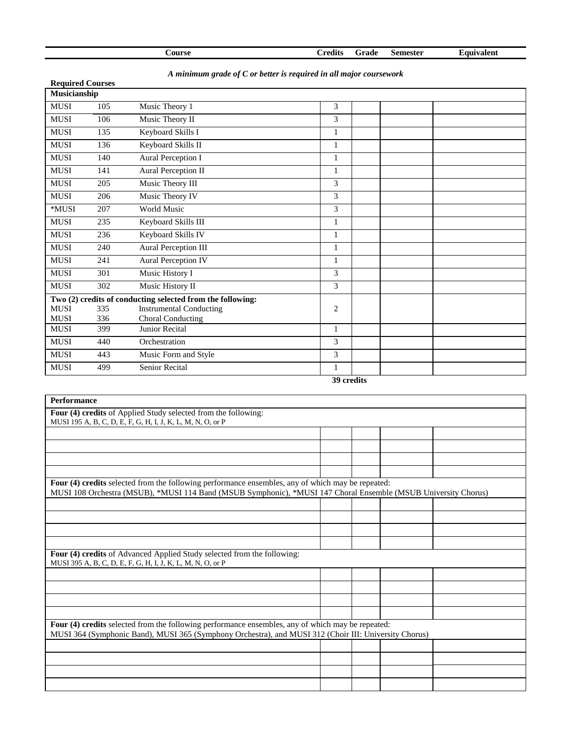| Course | | | Credits | Grade | Semester | Equivalent |
|---|---|---|---|---|---|---|

*A minimum grade of C or better is required in all major coursework*

**Required Courses**

| **Musicianship** | | | | | | |
|---|---|---|---|---|---|---|
| MUSI | 105 | Music Theory 1 | 3 | | | |
| MUSI | 106 | Music Theory II | 3 | | | |
| MUSI | 135 | Keyboard Skills I | 1 | | | |
| MUSI | 136 | Keyboard Skills II | 1 | | | |
| MUSI | 140 | Aural Perception I | 1 | | | |
| MUSI | 141 | Aural Perception II | 1 | | | |
| MUSI | 205 | Music Theory III | 3 | | | |
| MUSI | 206 | Music Theory IV | 3 | | | |
| *MUSI | 207 | World Music | 3 | | | |
| MUSI | 235 | Keyboard Skills III | 1 | | | |
| MUSI | 236 | Keyboard Skills IV | 1 | | | |
| MUSI | 240 | Aural Perception III | 1 | | | |
| MUSI | 241 | Aural Perception IV | 1 | | | |
| MUSI | 301 | Music History I | 3 | | | |
| MUSI | 302 | Music History II | 3 | | | |
| **Two (2) credits of conducting selected from the following:** MUSI 335 Instrumental Conducting; MUSI 336 Choral Conducting | | | 2 | | | |
| MUSI | 399 | Junior Recital | 1 | | | |
| MUSI | 440 | Orchestration | 3 | | | |
| MUSI | 443 | Music Form and Style | 3 | | | |
| MUSI | 499 | Senior Recital | 1 | | | |
| | | | **39 credits** | | | |

| **Performance** | | | | |
|---|---|---|---|---|
| **Four (4) credits** of Applied Study selected from the following: MUSI 195 A, B, C, D, E, F, G, H, I, J, K, L, M, N, O, or P | | | | |
| | | | | |
| | | | | |
| | | | | |
| | | | | |
| **Four (4) credits** selected from the following performance ensembles, any of which may be repeated: MUSI 108 Orchestra (MSUB), *MUSI 114 Band (MSUB Symphonic), *MUSI 147 Choral Ensemble (MSUB University Chorus) | | | | |
| | | | | |
| | | | | |
| | | | | |
| | | | | |
| **Four (4) credits** of Advanced Applied Study selected from the following: MUSI 395 A, B, C, D, E, F, G, H, I, J, K, L, M, N, O, or P | | | | |
| | | | | |
| | | | | |
| | | | | |
| | | | | |
| **Four (4) credits** selected from the following performance ensembles, any of which may be repeated: MUSI 364 (Symphonic Band), MUSI 365 (Symphony Orchestra), and MUSI 312 (Choir III: University Chorus) | | | | |
| | | | | |
| | | | | |
| | | | | |
| | | | | |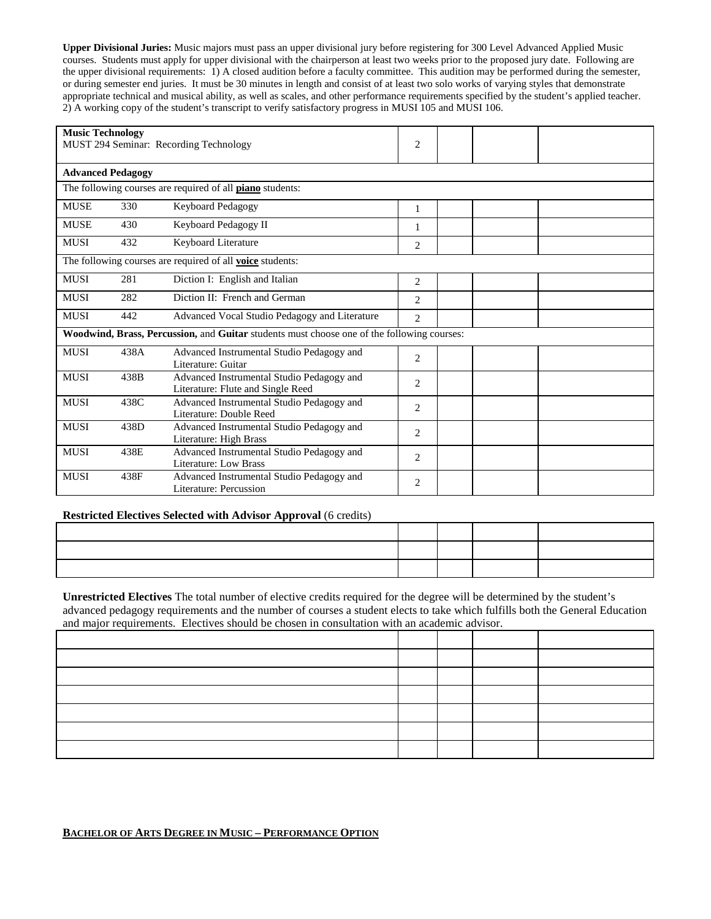**Upper Divisional Juries:** Music majors must pass an upper divisional jury before registering for 300 Level Advanced Applied Music courses. Students must apply for upper divisional with the chairperson at least two weeks prior to the proposed jury date. Following are the upper divisional requirements: 1) A closed audition before a faculty committee. This audition may be performed during the semester, or during semester end juries. It must be 30 minutes in length and consist of at least two solo works of varying styles that demonstrate appropriate technical and musical ability, as well as scales, and other performance requirements specified by the student's applied teacher. 2) A working copy of the student's transcript to verify satisfactory progress in MUSI 105 and MUSI 106.

| | | | | | | |
|---|---|---|---|---|---|---|
| **Music Technology**<br>MUST 294 Seminar: Recording Technology | | | 2 | | | |
| **Advanced Pedagogy** | | | | | | |
| The following courses are required of all **piano** students: | | | | | | |
| MUSE | 330 | Keyboard Pedagogy | 1 | | | |
| MUSE | 430 | Keyboard Pedagogy II | 1 | | | |
| MUSI | 432 | Keyboard Literature | 2 | | | |
| The following courses are required of all **voice** students: | | | | | | |
| MUSI | 281 | Diction I: English and Italian | 2 | | | |
| MUSI | 282 | Diction II: French and German | 2 | | | |
| MUSI | 442 | Advanced Vocal Studio Pedagogy and Literature | 2 | | | |
| **Woodwind, Brass, Percussion,** and **Guitar** students must choose one of the following courses: | | | | | | |
| MUSI | 438A | Advanced Instrumental Studio Pedagogy and Literature: Guitar | 2 | | | |
| MUSI | 438B | Advanced Instrumental Studio Pedagogy and Literature: Flute and Single Reed | 2 | | | |
| MUSI | 438C | Advanced Instrumental Studio Pedagogy and Literature: Double Reed | 2 | | | |
| MUSI | 438D | Advanced Instrumental Studio Pedagogy and Literature: High Brass | 2 | | | |
| MUSI | 438E | Advanced Instrumental Studio Pedagogy and Literature: Low Brass | 2 | | | |
| MUSI | 438F | Advanced Instrumental Studio Pedagogy and Literature: Percussion | 2 | | | |

**Restricted Electives Selected with Advisor Approval** (6 credits)

| | | | | |
|---|---|---|---|---|
| | | | | |
| | | | | |
| | | | | |

**Unrestricted Electives** The total number of elective credits required for the degree will be determined by the student's advanced pedagogy requirements and the number of courses a student elects to take which fulfills both the General Education and major requirements. Electives should be chosen in consultation with an academic advisor.

| | | | | |
|---|---|---|---|---|
| | | | | |
| | | | | |
| | | | | |
| | | | | |
| | | | | |
| | | | | |
| | | | | |

**BACHELOR OF ARTS DEGREE IN MUSIC – PERFORMANCE OPTION**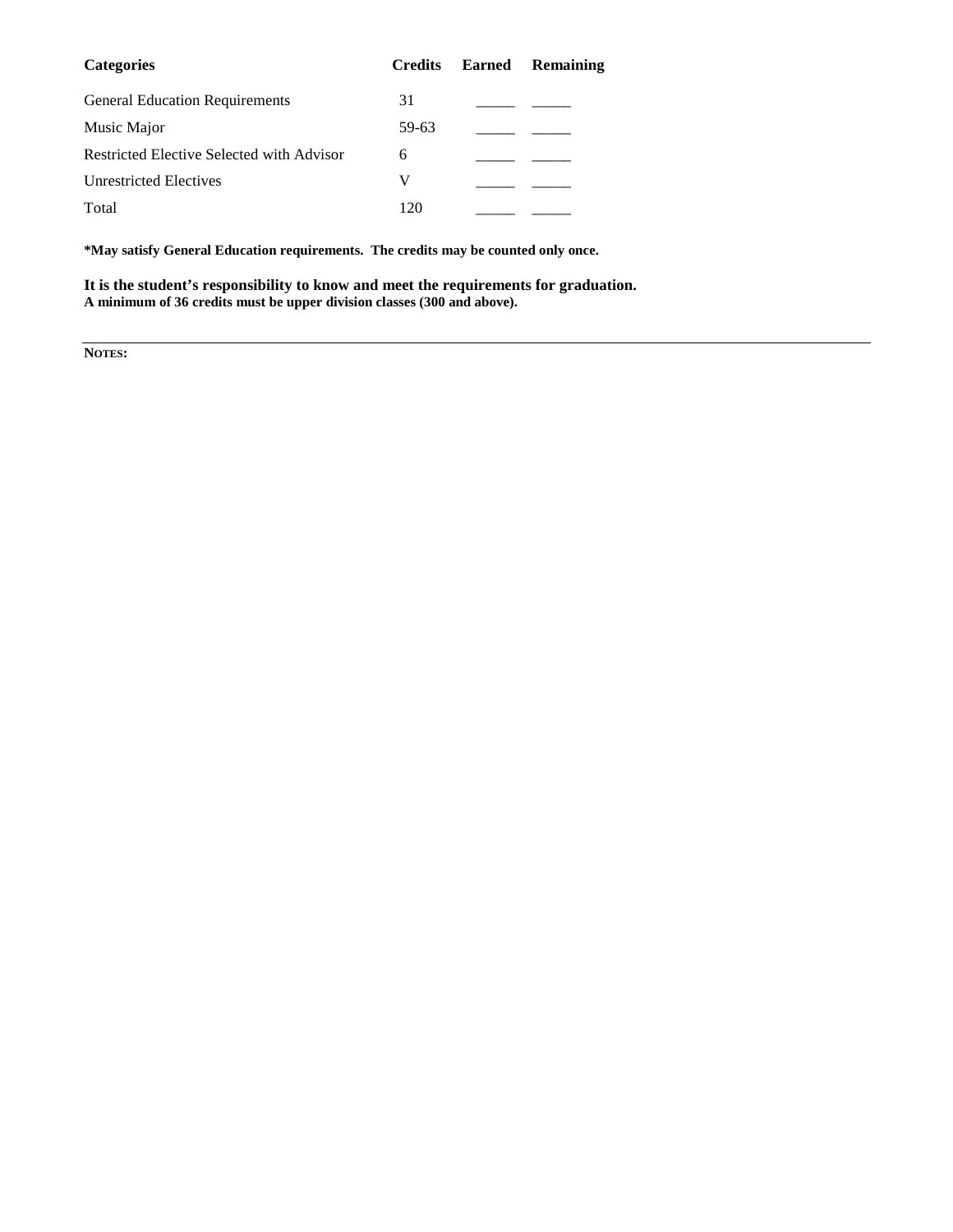| Categories | Credits | Earned | Remaining |
|---|---|---|---|
| General Education Requirements | 31 | _____ | _____ |
| Music Major | 59-63 | _____ | _____ |
| Restricted Elective Selected with Advisor | 6 | _____ | _____ |
| Unrestricted Electives | V | _____ | _____ |
| Total | 120 | _____ | _____ |

**\*May satisfy General Education requirements. The credits may be counted only once.**

**It is the student's responsibility to know and meet the requirements for graduation.**
**A minimum of 36 credits must be upper division classes (300 and above).**

---

**NOTES:**